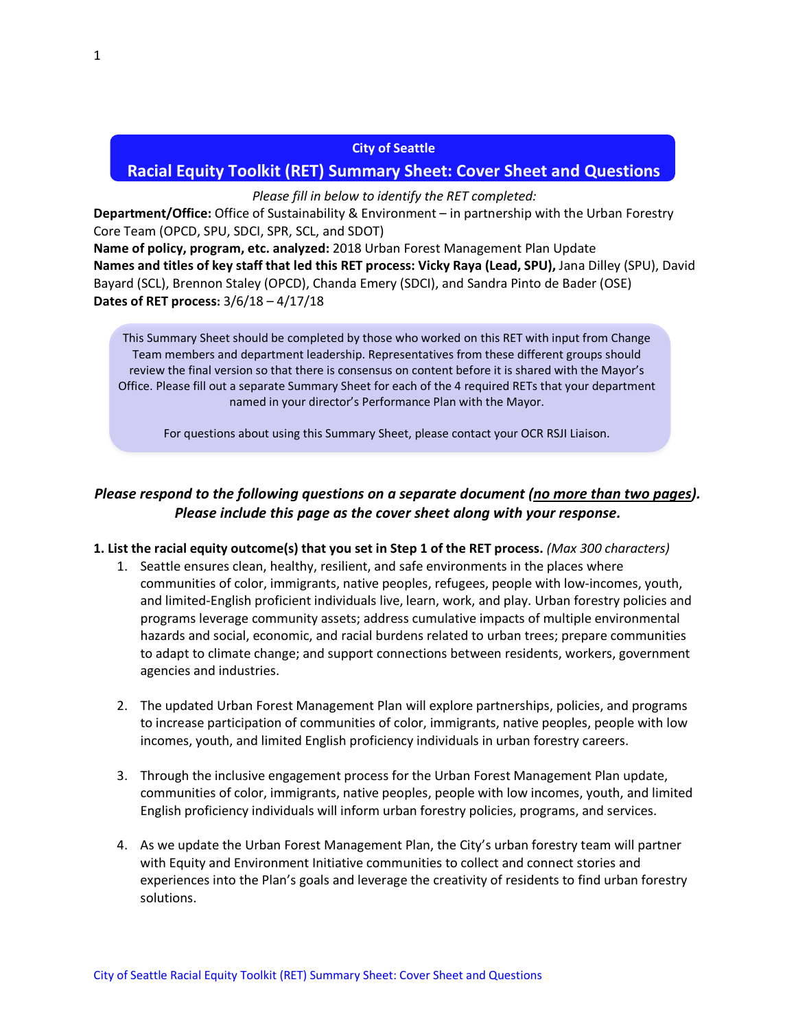## City of Seattle

# Racial Equity Toolkit (RET) Summary Sheet: Cover Sheet and Questions

*Please fill in below to identify the RET completed:*

**Department/Office:** Office of Sustainability & Environment – in partnership with the Urban Forestry Core Team (OPCD, SPU, SDCI, SPR, SCL, and SDOT)

**Name of policy, program, etc. analyzed:** 2018 Urban Forest Management Plan Update

**Names and titles of key staff that led this RET process: Vicky Raya (Lead, SPU),** Jana Dilley (SPU), David Bayard (SCL), Brennon Staley (OPCD), Chanda Emery (SDCI), and Sandra Pinto de Bader (OSE)

**Dates of RET process:** 3/6/18 – 4/17/18

> This Summary Sheet should be completed by those who worked on this RET with input from Change Team members and department leadership. Representatives from these different groups should review the final version so that there is consensus on content before it is shared with the Mayor's Office. Please fill out a separate Summary Sheet for each of the 4 required RETs that your department named in your director's Performance Plan with the Mayor.
>
> For questions about using this Summary Sheet, please contact your OCR RSJI Liaison.

***Please respond to the following questions on a separate document (no more than two pages). Please include this page as the cover sheet along with your response.***

**1. List the racial equity outcome(s) that you set in Step 1 of the RET process.** *(Max 300 characters)*

1. Seattle ensures clean, healthy, resilient, and safe environments in the places where communities of color, immigrants, native peoples, refugees, people with low-incomes, youth, and limited-English proficient individuals live, learn, work, and play. Urban forestry policies and programs leverage community assets; address cumulative impacts of multiple environmental hazards and social, economic, and racial burdens related to urban trees; prepare communities to adapt to climate change; and support connections between residents, workers, government agencies and industries.

2. The updated Urban Forest Management Plan will explore partnerships, policies, and programs to increase participation of communities of color, immigrants, native peoples, people with low incomes, youth, and limited English proficiency individuals in urban forestry careers.

3. Through the inclusive engagement process for the Urban Forest Management Plan update, communities of color, immigrants, native peoples, people with low incomes, youth, and limited English proficiency individuals will inform urban forestry policies, programs, and services.

4. As we update the Urban Forest Management Plan, the City's urban forestry team will partner with Equity and Environment Initiative communities to collect and connect stories and experiences into the Plan's goals and leverage the creativity of residents to find urban forestry solutions.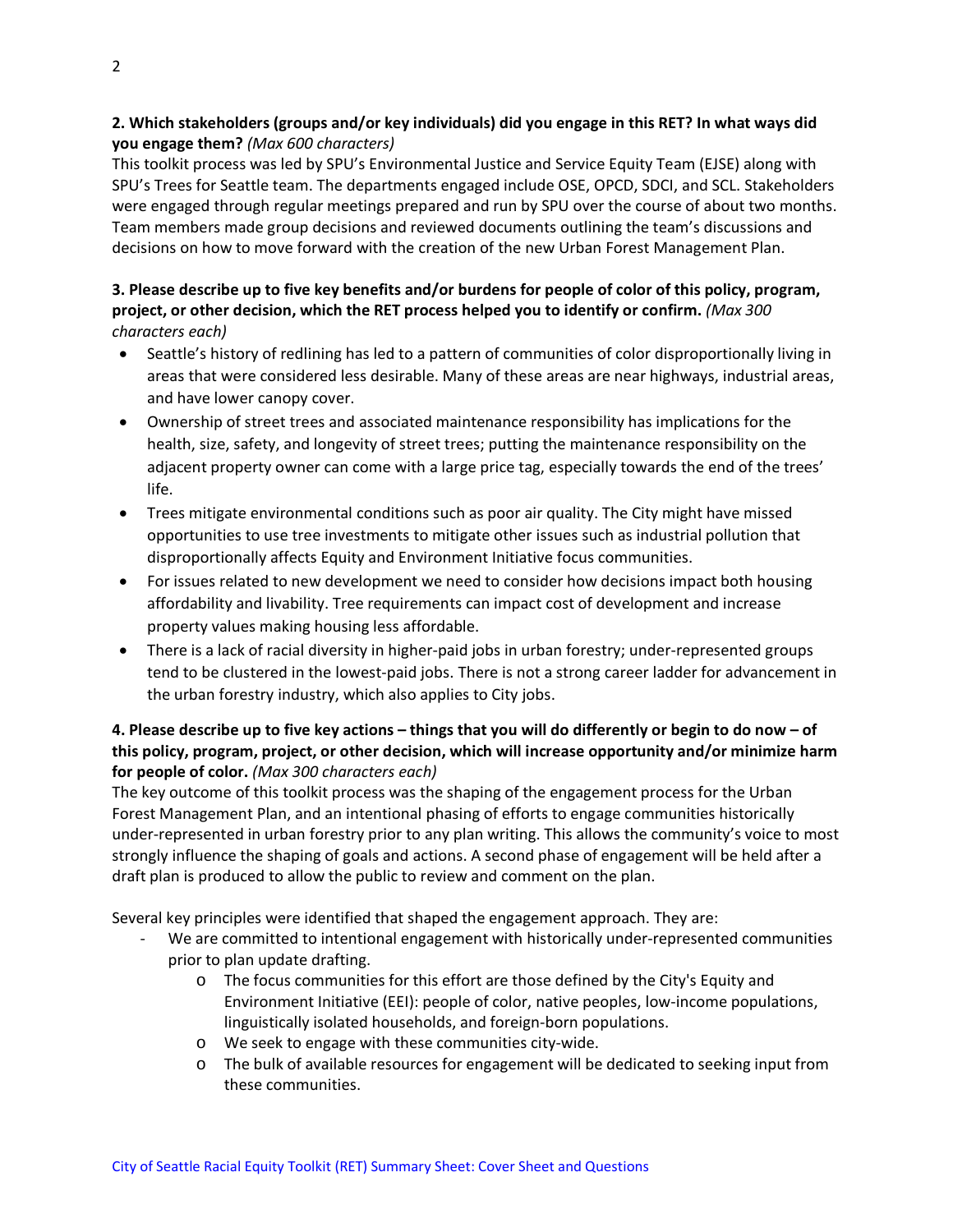**2. Which stakeholders (groups and/or key individuals) did you engage in this RET? In what ways did you engage them?** *(Max 600 characters)*

This toolkit process was led by SPU's Environmental Justice and Service Equity Team (EJSE) along with SPU's Trees for Seattle team. The departments engaged include OSE, OPCD, SDCI, and SCL. Stakeholders were engaged through regular meetings prepared and run by SPU over the course of about two months. Team members made group decisions and reviewed documents outlining the team's discussions and decisions on how to move forward with the creation of the new Urban Forest Management Plan.

**3. Please describe up to five key benefits and/or burdens for people of color of this policy, program, project, or other decision, which the RET process helped you to identify or confirm.** *(Max 300 characters each)*

- Seattle's history of redlining has led to a pattern of communities of color disproportionally living in areas that were considered less desirable. Many of these areas are near highways, industrial areas, and have lower canopy cover.
- Ownership of street trees and associated maintenance responsibility has implications for the health, size, safety, and longevity of street trees; putting the maintenance responsibility on the adjacent property owner can come with a large price tag, especially towards the end of the trees' life.
- Trees mitigate environmental conditions such as poor air quality. The City might have missed opportunities to use tree investments to mitigate other issues such as industrial pollution that disproportionally affects Equity and Environment Initiative focus communities.
- For issues related to new development we need to consider how decisions impact both housing affordability and livability. Tree requirements can impact cost of development and increase property values making housing less affordable.
- There is a lack of racial diversity in higher-paid jobs in urban forestry; under-represented groups tend to be clustered in the lowest-paid jobs. There is not a strong career ladder for advancement in the urban forestry industry, which also applies to City jobs.

**4. Please describe up to five key actions – things that you will do differently or begin to do now – of this policy, program, project, or other decision, which will increase opportunity and/or minimize harm for people of color.** *(Max 300 characters each)*

The key outcome of this toolkit process was the shaping of the engagement process for the Urban Forest Management Plan, and an intentional phasing of efforts to engage communities historically under-represented in urban forestry prior to any plan writing. This allows the community's voice to most strongly influence the shaping of goals and actions. A second phase of engagement will be held after a draft plan is produced to allow the public to review and comment on the plan.

Several key principles were identified that shaped the engagement approach. They are:

- We are committed to intentional engagement with historically under-represented communities prior to plan update drafting.
  - The focus communities for this effort are those defined by the City's Equity and Environment Initiative (EEI): people of color, native peoples, low-income populations, linguistically isolated households, and foreign-born populations.
  - We seek to engage with these communities city-wide.
  - The bulk of available resources for engagement will be dedicated to seeking input from these communities.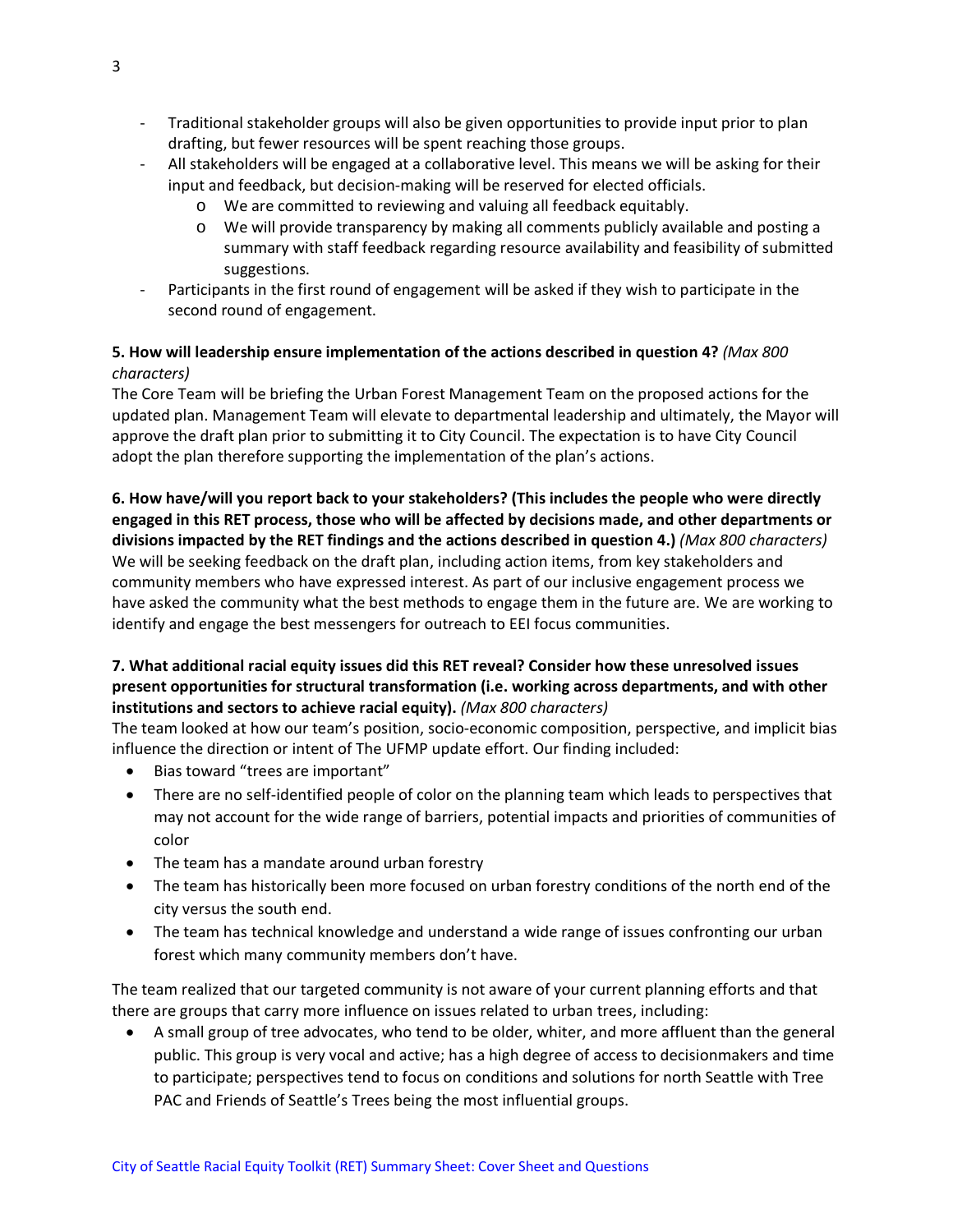- Traditional stakeholder groups will also be given opportunities to provide input prior to plan drafting, but fewer resources will be spent reaching those groups.
- All stakeholders will be engaged at a collaborative level. This means we will be asking for their input and feedback, but decision-making will be reserved for elected officials.
  - We are committed to reviewing and valuing all feedback equitably.
  - We will provide transparency by making all comments publicly available and posting a summary with staff feedback regarding resource availability and feasibility of submitted suggestions.
- Participants in the first round of engagement will be asked if they wish to participate in the second round of engagement.

**5. How will leadership ensure implementation of the actions described in question 4?** *(Max 800 characters)*
The Core Team will be briefing the Urban Forest Management Team on the proposed actions for the updated plan. Management Team will elevate to departmental leadership and ultimately, the Mayor will approve the draft plan prior to submitting it to City Council. The expectation is to have City Council adopt the plan therefore supporting the implementation of the plan's actions.

**6. How have/will you report back to your stakeholders? (This includes the people who were directly engaged in this RET process, those who will be affected by decisions made, and other departments or divisions impacted by the RET findings and the actions described in question 4.)** *(Max 800 characters)*
We will be seeking feedback on the draft plan, including action items, from key stakeholders and community members who have expressed interest. As part of our inclusive engagement process we have asked the community what the best methods to engage them in the future are. We are working to identify and engage the best messengers for outreach to EEI focus communities.

**7. What additional racial equity issues did this RET reveal? Consider how these unresolved issues present opportunities for structural transformation (i.e. working across departments, and with other institutions and sectors to achieve racial equity).** *(Max 800 characters)*
The team looked at how our team's position, socio-economic composition, perspective, and implicit bias influence the direction or intent of The UFMP update effort. Our finding included:

- Bias toward "trees are important"
- There are no self-identified people of color on the planning team which leads to perspectives that may not account for the wide range of barriers, potential impacts and priorities of communities of color
- The team has a mandate around urban forestry
- The team has historically been more focused on urban forestry conditions of the north end of the city versus the south end.
- The team has technical knowledge and understand a wide range of issues confronting our urban forest which many community members don't have.

The team realized that our targeted community is not aware of your current planning efforts and that there are groups that carry more influence on issues related to urban trees, including:

- A small group of tree advocates, who tend to be older, whiter, and more affluent than the general public. This group is very vocal and active; has a high degree of access to decisionmakers and time to participate; perspectives tend to focus on conditions and solutions for north Seattle with Tree PAC and Friends of Seattle's Trees being the most influential groups.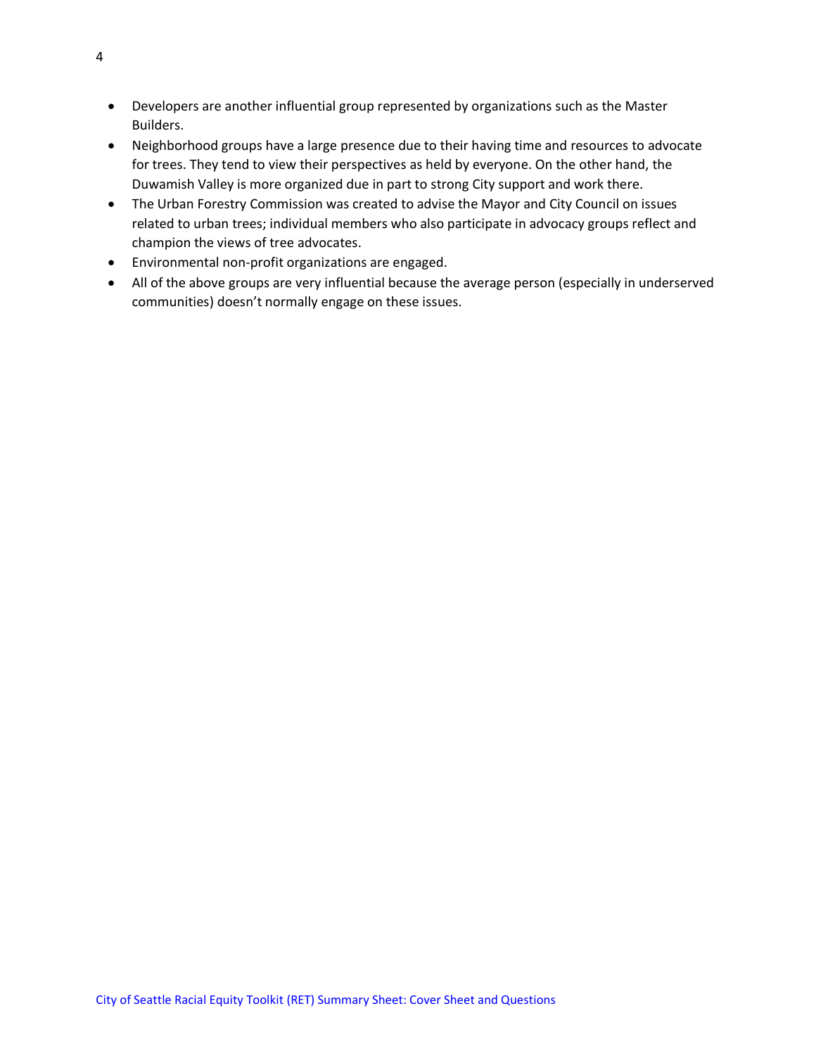- Developers are another influential group represented by organizations such as the Master Builders.
- Neighborhood groups have a large presence due to their having time and resources to advocate for trees. They tend to view their perspectives as held by everyone. On the other hand, the Duwamish Valley is more organized due in part to strong City support and work there.
- The Urban Forestry Commission was created to advise the Mayor and City Council on issues related to urban trees; individual members who also participate in advocacy groups reflect and champion the views of tree advocates.
- Environmental non-profit organizations are engaged.
- All of the above groups are very influential because the average person (especially in underserved communities) doesn't normally engage on these issues.